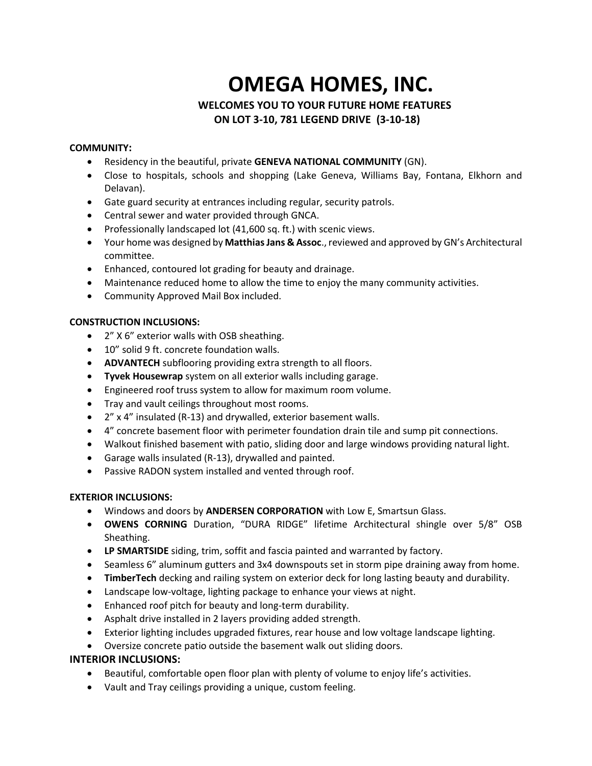# OMEGA HOMES, INC.

**WELCOMES YOU TO YOUR FUTURE HOME FEATURES ON LOT 3-10, 781 LEGEND DRIVE (3-10-18)**

**COMMUNITY:**

- Residency in the beautiful, private **GENEVA NATIONAL COMMUNITY** (GN).
- Close to hospitals, schools and shopping (Lake Geneva, Williams Bay, Fontana, Elkhorn and Delavan).
- Gate guard security at entrances including regular, security patrols.
- Central sewer and water provided through GNCA.
- Professionally landscaped lot (41,600 sq. ft.) with scenic views.
- Your home was designed by **Matthias Jans & Assoc**., reviewed and approved by GN's Architectural committee.
- Enhanced, contoured lot grading for beauty and drainage.
- Maintenance reduced home to allow the time to enjoy the many community activities.
- Community Approved Mail Box included.

**CONSTRUCTION INCLUSIONS:**

- 2" X 6" exterior walls with OSB sheathing.
- 10" solid 9 ft. concrete foundation walls.
- **ADVANTECH** subflooring providing extra strength to all floors.
- **Tyvek Housewrap** system on all exterior walls including garage.
- Engineered roof truss system to allow for maximum room volume.
- Tray and vault ceilings throughout most rooms.
- 2" x 4" insulated (R-13) and drywalled, exterior basement walls.
- 4" concrete basement floor with perimeter foundation drain tile and sump pit connections.
- Walkout finished basement with patio, sliding door and large windows providing natural light.
- Garage walls insulated (R-13), drywalled and painted.
- Passive RADON system installed and vented through roof.

**EXTERIOR INCLUSIONS:**

- Windows and doors by **ANDERSEN CORPORATION** with Low E, Smartsun Glass.
- **OWENS CORNING** Duration, "DURA RIDGE" lifetime Architectural shingle over 5/8" OSB Sheathing.
- **LP SMARTSIDE** siding, trim, soffit and fascia painted and warranted by factory.
- Seamless 6" aluminum gutters and 3x4 downspouts set in storm pipe draining away from home.
- **TimberTech** decking and railing system on exterior deck for long lasting beauty and durability.
- Landscape low-voltage, lighting package to enhance your views at night.
- Enhanced roof pitch for beauty and long-term durability.
- Asphalt drive installed in 2 layers providing added strength.
- Exterior lighting includes upgraded fixtures, rear house and low voltage landscape lighting.
- Oversize concrete patio outside the basement walk out sliding doors.

**INTERIOR INCLUSIONS:**

- Beautiful, comfortable open floor plan with plenty of volume to enjoy life's activities.
- Vault and Tray ceilings providing a unique, custom feeling.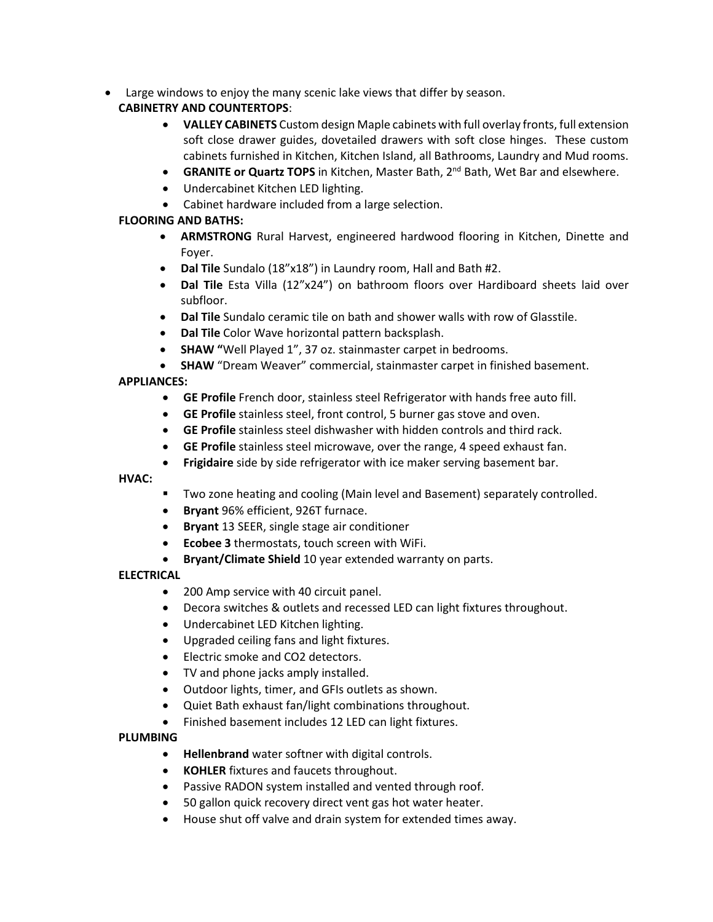- Large windows to enjoy the many scenic lake views that differ by season.

**CABINETRY AND COUNTERTOPS**:

- **VALLEY CABINETS** Custom design Maple cabinets with full overlay fronts, full extension soft close drawer guides, dovetailed drawers with soft close hinges. These custom cabinets furnished in Kitchen, Kitchen Island, all Bathrooms, Laundry and Mud rooms.
- **GRANITE or Quartz TOPS** in Kitchen, Master Bath, 2nd Bath, Wet Bar and elsewhere.
- Undercabinet Kitchen LED lighting.
- Cabinet hardware included from a large selection.

**FLOORING AND BATHS:**

- **ARMSTRONG** Rural Harvest, engineered hardwood flooring in Kitchen, Dinette and Foyer.
- **Dal Tile** Sundalo (18"x18") in Laundry room, Hall and Bath #2.
- **Dal Tile** Esta Villa (12"x24") on bathroom floors over Hardiboard sheets laid over subfloor.
- **Dal Tile** Sundalo ceramic tile on bath and shower walls with row of Glasstile.
- **Dal Tile** Color Wave horizontal pattern backsplash.
- **SHAW "**Well Played 1", 37 oz. stainmaster carpet in bedrooms.
- **SHAW** "Dream Weaver" commercial, stainmaster carpet in finished basement.

**APPLIANCES:**

- **GE Profile** French door, stainless steel Refrigerator with hands free auto fill.
- **GE Profile** stainless steel, front control, 5 burner gas stove and oven.
- **GE Profile** stainless steel dishwasher with hidden controls and third rack.
- **GE Profile** stainless steel microwave, over the range, 4 speed exhaust fan.
- **Frigidaire** side by side refrigerator with ice maker serving basement bar.

**HVAC:**

- Two zone heating and cooling (Main level and Basement) separately controlled.
- **Bryant** 96% efficient, 926T furnace.
- **Bryant** 13 SEER, single stage air conditioner
- **Ecobee 3** thermostats, touch screen with WiFi.
- **Bryant/Climate Shield** 10 year extended warranty on parts.

**ELECTRICAL**

- 200 Amp service with 40 circuit panel.
- Decora switches & outlets and recessed LED can light fixtures throughout.
- Undercabinet LED Kitchen lighting.
- Upgraded ceiling fans and light fixtures.
- Electric smoke and CO2 detectors.
- TV and phone jacks amply installed.
- Outdoor lights, timer, and GFIs outlets as shown.
- Quiet Bath exhaust fan/light combinations throughout.
- Finished basement includes 12 LED can light fixtures.

**PLUMBING**

- **Hellenbrand** water softner with digital controls.
- **KOHLER** fixtures and faucets throughout.
- Passive RADON system installed and vented through roof.
- 50 gallon quick recovery direct vent gas hot water heater.
- House shut off valve and drain system for extended times away.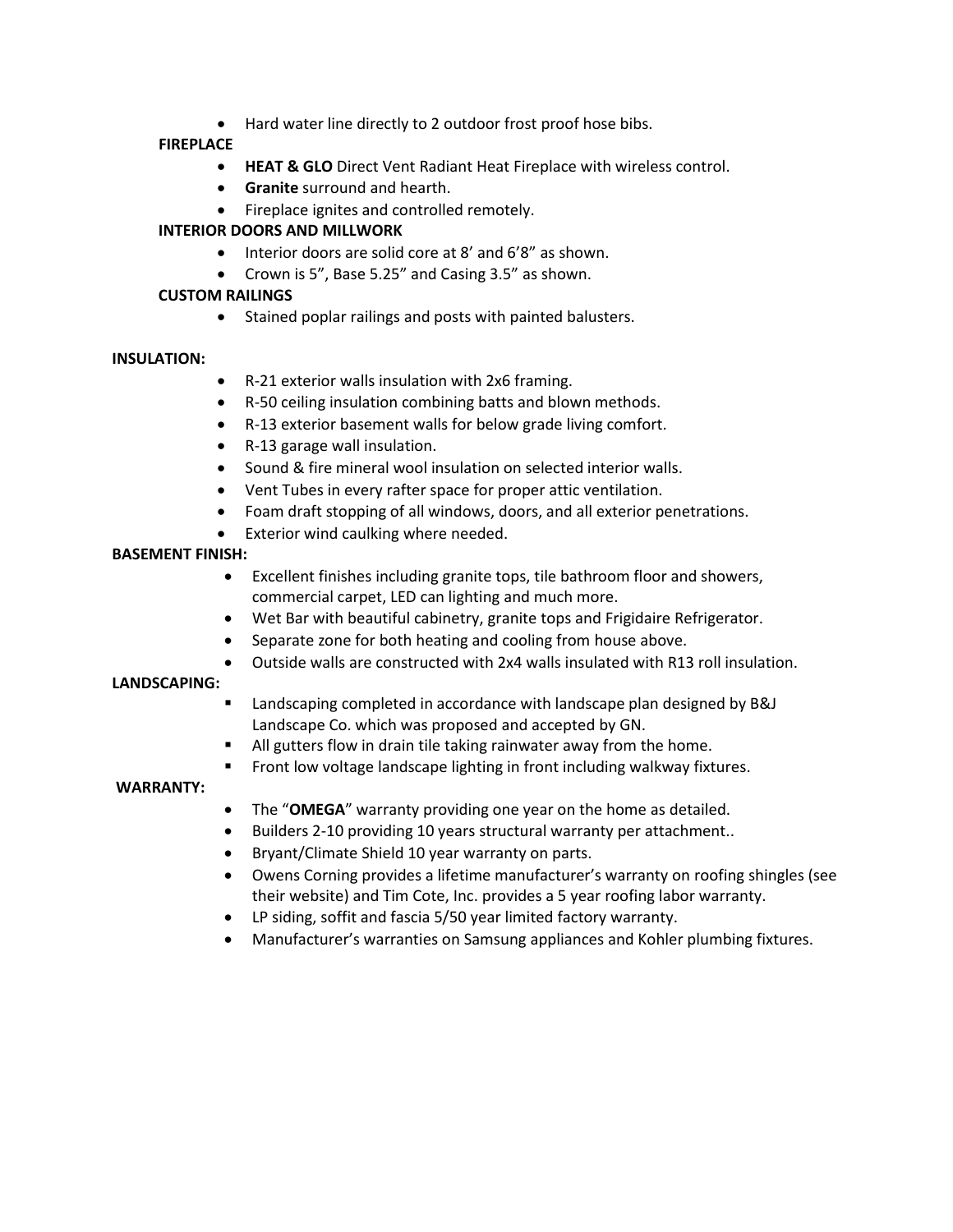- Hard water line directly to 2 outdoor frost proof hose bibs.

**FIREPLACE**

- **HEAT & GLO** Direct Vent Radiant Heat Fireplace with wireless control.
- **Granite** surround and hearth.
- Fireplace ignites and controlled remotely.

**INTERIOR DOORS AND MILLWORK**

- Interior doors are solid core at 8' and 6'8" as shown.
- Crown is 5", Base 5.25" and Casing 3.5" as shown.

**CUSTOM RAILINGS**

- Stained poplar railings and posts with painted balusters.

**INSULATION:**

- R-21 exterior walls insulation with 2x6 framing.
- R-50 ceiling insulation combining batts and blown methods.
- R-13 exterior basement walls for below grade living comfort.
- R-13 garage wall insulation.
- Sound & fire mineral wool insulation on selected interior walls.
- Vent Tubes in every rafter space for proper attic ventilation.
- Foam draft stopping of all windows, doors, and all exterior penetrations.
- Exterior wind caulking where needed.

**BASEMENT FINISH:**

- Excellent finishes including granite tops, tile bathroom floor and showers, commercial carpet, LED can lighting and much more.
- Wet Bar with beautiful cabinetry, granite tops and Frigidaire Refrigerator.
- Separate zone for both heating and cooling from house above.
- Outside walls are constructed with 2x4 walls insulated with R13 roll insulation.

**LANDSCAPING:**

- Landscaping completed in accordance with landscape plan designed by B&J Landscape Co. which was proposed and accepted by GN.
- All gutters flow in drain tile taking rainwater away from the home.
- Front low voltage landscape lighting in front including walkway fixtures.

**WARRANTY:**

- The "**OMEGA**" warranty providing one year on the home as detailed.
- Builders 2-10 providing 10 years structural warranty per attachment..
- Bryant/Climate Shield 10 year warranty on parts.
- Owens Corning provides a lifetime manufacturer's warranty on roofing shingles (see their website) and Tim Cote, Inc. provides a 5 year roofing labor warranty.
- LP siding, soffit and fascia 5/50 year limited factory warranty.
- Manufacturer's warranties on Samsung appliances and Kohler plumbing fixtures.